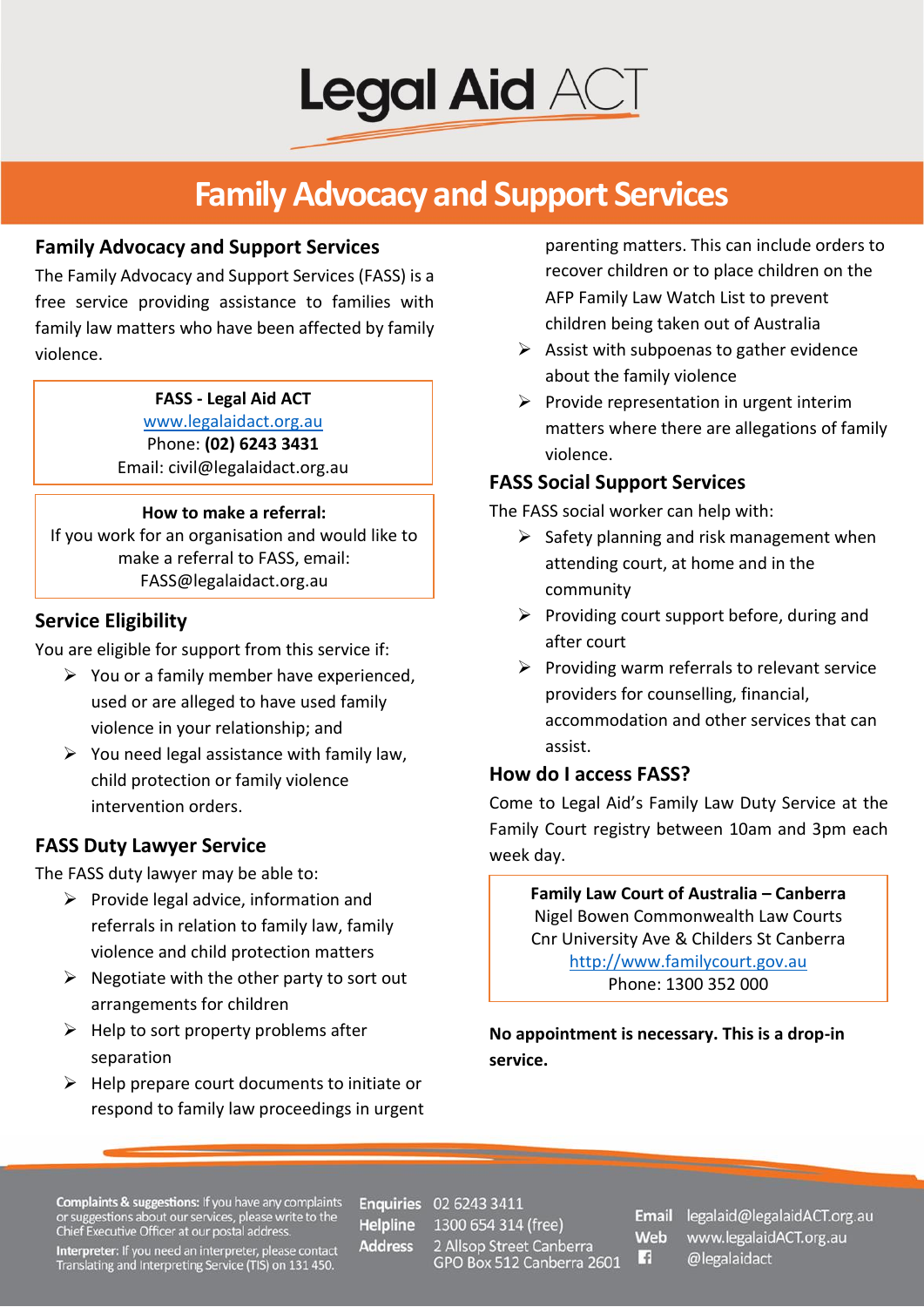# Legal Aid ACT

# Family Advocacy and Support Services

## Family Advocacy and Support Services

The Family Advocacy and Support Services (FASS) is a free service providing assistance to families with family law matters who have been affected by family violence.

**FASS - Legal Aid ACT**
www.legalaidact.org.au
Phone: **(02) 6243 3431**
Email: civil@legalaidact.org.au

**How to make a referral:**
If you work for an organisation and would like to make a referral to FASS, email: FASS@legalaidact.org.au

## Service Eligibility

You are eligible for support from this service if:

- You or a family member have experienced, used or are alleged to have used family violence in your relationship; and
- You need legal assistance with family law, child protection or family violence intervention orders.

## FASS Duty Lawyer Service

The FASS duty lawyer may be able to:

- Provide legal advice, information and referrals in relation to family law, family violence and child protection matters
- Negotiate with the other party to sort out arrangements for children
- Help to sort property problems after separation
- Help prepare court documents to initiate or respond to family law proceedings in urgent parenting matters. This can include orders to recover children or to place children on the AFP Family Law Watch List to prevent children being taken out of Australia
- Assist with subpoenas to gather evidence about the family violence
- Provide representation in urgent interim matters where there are allegations of family violence.

## FASS Social Support Services

The FASS social worker can help with:

- Safety planning and risk management when attending court, at home and in the community
- Providing court support before, during and after court
- Providing warm referrals to relevant service providers for counselling, financial, accommodation and other services that can assist.

## How do I access FASS?

Come to Legal Aid's Family Law Duty Service at the Family Court registry between 10am and 3pm each week day.

**Family Law Court of Australia – Canberra**
Nigel Bowen Commonwealth Law Courts
Cnr University Ave & Childers St Canberra
http://www.familycourt.gov.au
Phone: 1300 352 000

**No appointment is necessary. This is a drop-in service.**

**Complaints & suggestions:** If you have any complaints or suggestions about our services, please write to the Chief Executive Officer at our postal address.

**Interpreter:** If you need an interpreter, please contact Translating and Interpreting Service (TIS) on 131 450.

**Enquiries** 02 6243 3411
**Helpline** 1300 654 314 (free)
**Address** 2 Allsop Street Canberra, GPO Box 512 Canberra 2601

**Email** legalaid@legalaidACT.org.au
**Web** www.legalaidACT.org.au
@legalaidact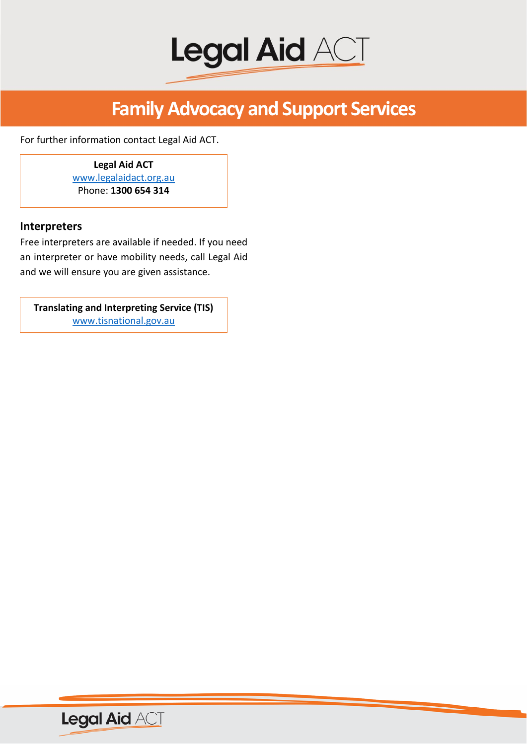# Family Advocacy and Support Services

For further information contact Legal Aid ACT.

**Legal Aid ACT**
www.legalaidact.org.au
Phone: **1300 654 314**

### Interpreters

Free interpreters are available if needed. If you need an interpreter or have mobility needs, call Legal Aid and we will ensure you are given assistance.

**Translating and Interpreting Service (TIS)**
www.tisnational.gov.au